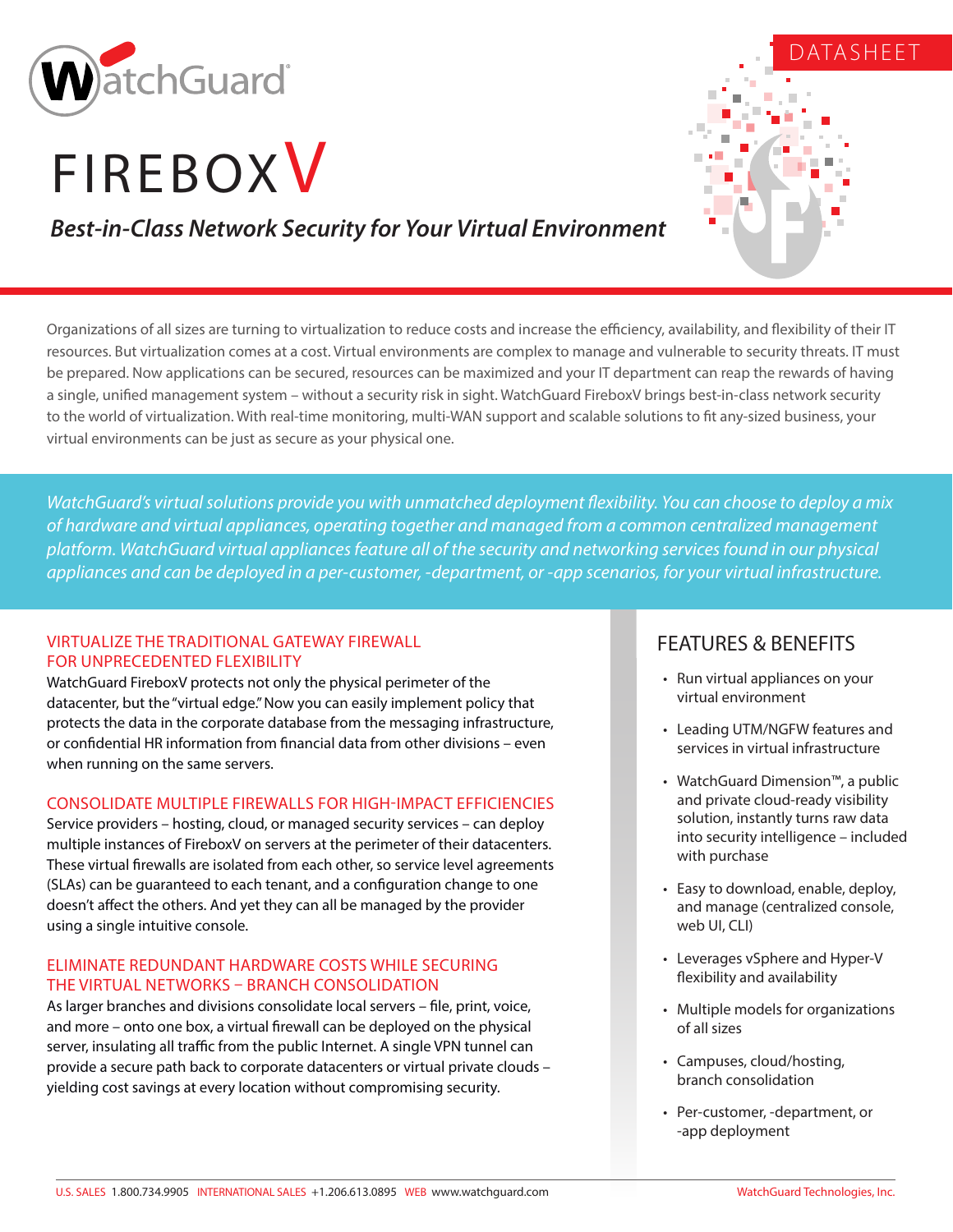DATASHEET

# FIREBOX V

***Best-in-Class Network Security for Your Virtual Environment***

Organizations of all sizes are turning to virtualization to reduce costs and increase the efficiency, availability, and flexibility of their IT resources. But virtualization comes at a cost. Virtual environments are complex to manage and vulnerable to security threats. IT must be prepared. Now applications can be secured, resources can be maximized and your IT department can reap the rewards of having a single, unified management system – without a security risk in sight. WatchGuard FireboxV brings best-in-class network security to the world of virtualization. With real-time monitoring, multi-WAN support and scalable solutions to fit any-sized business, your virtual environments can be just as secure as your physical one.

*WatchGuard's virtual solutions provide you with unmatched deployment flexibility. You can choose to deploy a mix of hardware and virtual appliances, operating together and managed from a common centralized management platform. WatchGuard virtual appliances feature all of the security and networking services found in our physical appliances and can be deployed in a per-customer, -department, or -app scenarios, for your virtual infrastructure.*

## VIRTUALIZE THE TRADITIONAL GATEWAY FIREWALL FOR UNPRECEDENTED FLEXIBILITY

WatchGuard FireboxV protects not only the physical perimeter of the datacenter, but the "virtual edge." Now you can easily implement policy that protects the data in the corporate database from the messaging infrastructure, or confidential HR information from financial data from other divisions – even when running on the same servers.

## CONSOLIDATE MULTIPLE FIREWALLS FOR HIGH-IMPACT EFFICIENCIES

Service providers – hosting, cloud, or managed security services – can deploy multiple instances of FireboxV on servers at the perimeter of their datacenters. These virtual firewalls are isolated from each other, so service level agreements (SLAs) can be guaranteed to each tenant, and a configuration change to one doesn't affect the others. And yet they can all be managed by the provider using a single intuitive console.

## ELIMINATE REDUNDANT HARDWARE COSTS WHILE SECURING THE VIRTUAL NETWORKS – BRANCH CONSOLIDATION

As larger branches and divisions consolidate local servers – file, print, voice, and more – onto one box, a virtual firewall can be deployed on the physical server, insulating all traffic from the public Internet. A single VPN tunnel can provide a secure path back to corporate datacenters or virtual private clouds – yielding cost savings at every location without compromising security.

## FEATURES & BENEFITS

- Run virtual appliances on your virtual environment
- Leading UTM/NGFW features and services in virtual infrastructure
- WatchGuard Dimension™, a public and private cloud-ready visibility solution, instantly turns raw data into security intelligence – included with purchase
- Easy to download, enable, deploy, and manage (centralized console, web UI, CLI)
- Leverages vSphere and Hyper-V flexibility and availability
- Multiple models for organizations of all sizes
- Campuses, cloud/hosting, branch consolidation
- Per-customer, -department, or -app deployment

U.S. SALES 1.800.734.9905 INTERNATIONAL SALES +1.206.613.0895 WEB www.watchguard.com WatchGuard Technologies, Inc.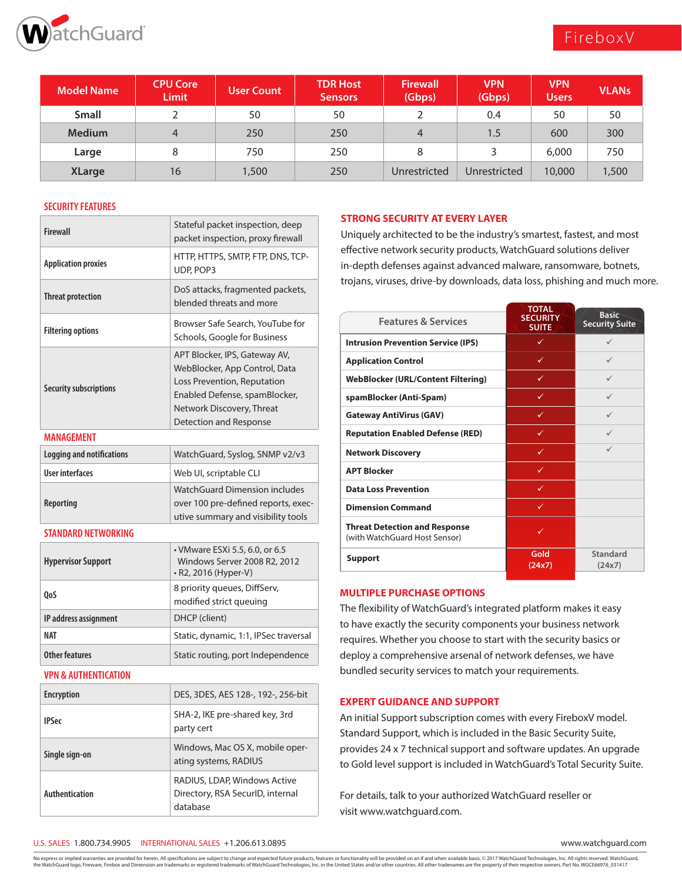FireboxV

| Model Name | CPU Core Limit | User Count | TDR Host Sensors | Firewall (Gbps) | VPN (Gbps) | VPN Users | VLANs |
|---|---|---|---|---|---|---|---|
| Small | 2 | 50 | 50 | 2 | 0.4 | 50 | 50 |
| Medium | 4 | 250 | 250 | 4 | 1.5 | 600 | 300 |
| Large | 8 | 750 | 250 | 8 | 3 | 6,000 | 750 |
| XLarge | 16 | 1,500 | 250 | Unrestricted | Unrestricted | 10,000 | 1,500 |

## SECURITY FEATURES

| | |
|---|---|
| Firewall | Stateful packet inspection, deep packet inspection, proxy firewall |
| Application proxies | HTTP, HTTPS, SMTP, FTP, DNS, TCP-UDP, POP3 |
| Threat protection | DoS attacks, fragmented packets, blended threats and more |
| Filtering options | Browser Safe Search, YouTube for Schools, Google for Business |
| Security subscriptions | APT Blocker, IPS, Gateway AV, WebBlocker, App Control, Data Loss Prevention, Reputation Enabled Defense, spamBlocker, Network Discovery, Threat Detection and Response |

## MANAGEMENT

| | |
|---|---|
| Logging and notifications | WatchGuard, Syslog, SNMP v2/v3 |
| User interfaces | Web UI, scriptable CLI |
| Reporting | WatchGuard Dimension includes over 100 pre-defined reports, executive summary and visibility tools |

## STANDARD NETWORKING

| | |
|---|---|
| Hypervisor Support | • VMware ESXi 5.5, 6.0, or 6.5 Windows Server 2008 R2, 2012 • R2, 2016 (Hyper-V) |
| QoS | 8 priority queues, DiffServ, modified strict queuing |
| IP address assignment | DHCP (client) |
| NAT | Static, dynamic, 1:1, IPSec traversal |
| Other features | Static routing, port Independence |

## VPN & AUTHENTICATION

| | |
|---|---|
| Encryption | DES, 3DES, AES 128-, 192-, 256-bit |
| IPSec | SHA-2, IKE pre-shared key, 3rd party cert |
| Single sign-on | Windows, Mac OS X, mobile operating systems, RADIUS |
| Authentication | RADIUS, LDAP, Windows Active Directory, RSA SecurID, internal database |

## STRONG SECURITY AT EVERY LAYER

Uniquely architected to be the industry's smartest, fastest, and most effective network security products, WatchGuard solutions deliver in-depth defenses against advanced malware, ransomware, botnets, trojans, viruses, drive-by downloads, data loss, phishing and much more.

| Features & Services | TOTAL SECURITY SUITE | Basic Security Suite |
|---|---|---|
| Intrusion Prevention Service (IPS) | ✓ | ✓ |
| Application Control | ✓ | ✓ |
| WebBlocker (URL/Content Filtering) | ✓ | ✓ |
| spamBlocker (Anti-Spam) | ✓ | ✓ |
| Gateway AntiVirus (GAV) | ✓ | ✓ |
| Reputation Enabled Defense (RED) | ✓ | ✓ |
| Network Discovery | ✓ | ✓ |
| APT Blocker | ✓ | |
| Data Loss Prevention | ✓ | |
| Dimension Command | ✓ | |
| Threat Detection and Response (with WatchGuard Host Sensor) | ✓ | |
| Support | Gold (24x7) | Standard (24x7) |

## MULTIPLE PURCHASE OPTIONS

The flexibility of WatchGuard's integrated platform makes it easy to have exactly the security components your business network requires. Whether you choose to start with the security basics or deploy a comprehensive arsenal of network defenses, we have bundled security services to match your requirements.

## EXPERT GUIDANCE AND SUPPORT

An initial Support subscription comes with every FireboxV model. Standard Support, which is included in the Basic Security Suite, provides 24 x 7 technical support and software updates. An upgrade to Gold level support is included in WatchGuard's Total Security Suite.

For details, talk to your authorized WatchGuard reseller or visit www.watchguard.com.

U.S. SALES 1.800.734.9905 INTERNATIONAL SALES +1.206.613.0895 www.watchguard.com

No express or implied warranties are provided for herein. All specifications are subject to change and expected future products, features or functionality will be provided on an if and when available basis. © 2017 WatchGuard Technologies, Inc. All rights reserved. WatchGuard, the WatchGuard logo, Fireware, Firebox and Dimension are trademarks or registered trademarks of WatchGuard Technologies, Inc. in the United States and/or other countries. All other tradenames are the property of their respective owners. Part No. WGCE66976_031417